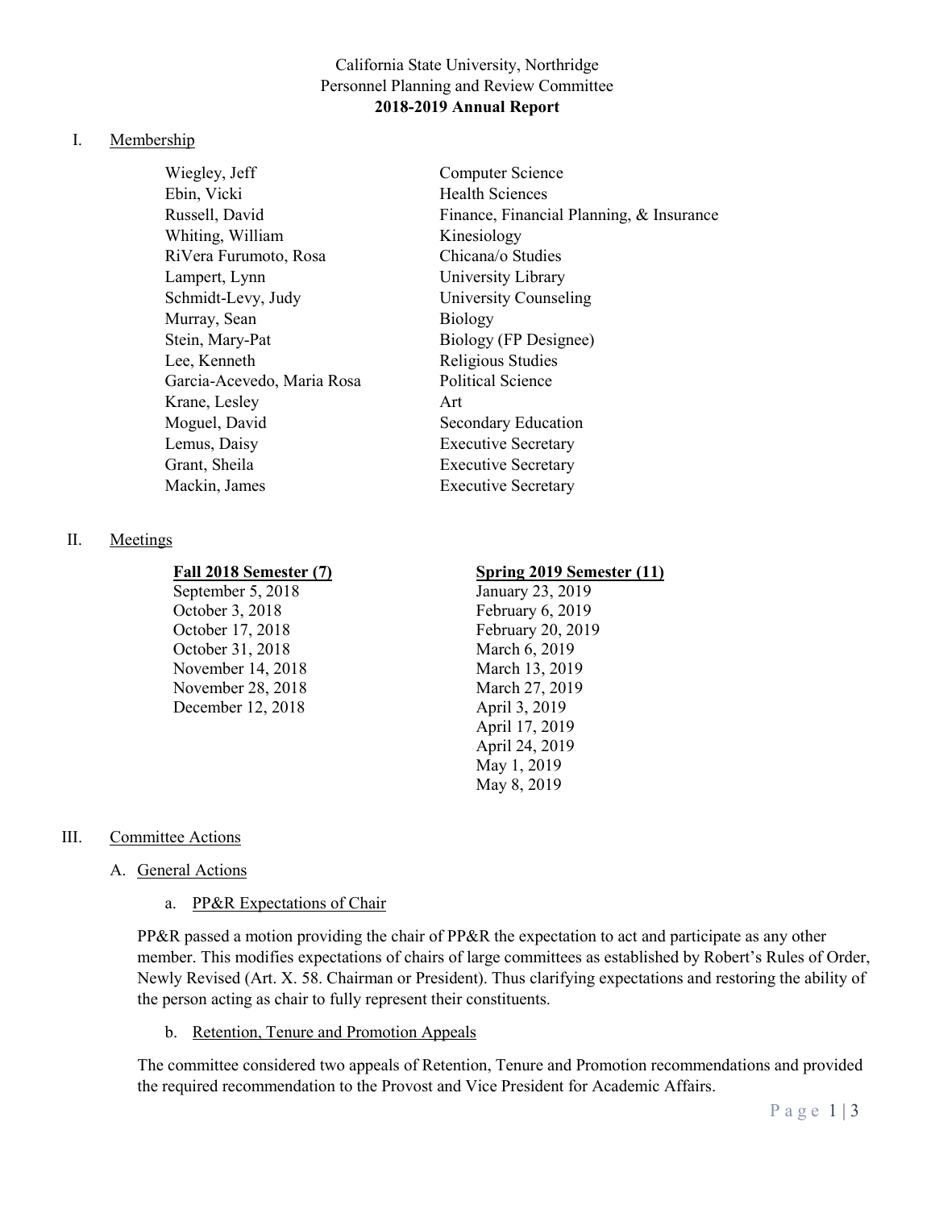# California State University, Northridge
# Personnel Planning and Review Committee
# **2018-2019 Annual Report**

## I. Membership

| | |
|---|---|
| Wiegley, Jeff | Computer Science |
| Ebin, Vicki | Health Sciences |
| Russell, David | Finance, Financial Planning, & Insurance |
| Whiting, William | Kinesiology |
| RiVera Furumoto, Rosa | Chicana/o Studies |
| Lampert, Lynn | University Library |
| Schmidt-Levy, Judy | University Counseling |
| Murray, Sean | Biology |
| Stein, Mary-Pat | Biology (FP Designee) |
| Lee, Kenneth | Religious Studies |
| Garcia-Acevedo, Maria Rosa | Political Science |
| Krane, Lesley | Art |
| Moguel, David | Secondary Education |
| Lemus, Daisy | Executive Secretary |
| Grant, Sheila | Executive Secretary |
| Mackin, James | Executive Secretary |

## II. Meetings

| **Fall 2018 Semester (7)** | **Spring 2019 Semester (11)** |
|---|---|
| September 5, 2018 | January 23, 2019 |
| October 3, 2018 | February 6, 2019 |
| October 17, 2018 | February 20, 2019 |
| October 31, 2018 | March 6, 2019 |
| November 14, 2018 | March 13, 2019 |
| November 28, 2018 | March 27, 2019 |
| December 12, 2018 | April 3, 2019 |
| | April 17, 2019 |
| | April 24, 2019 |
| | May 1, 2019 |
| | May 8, 2019 |

## III. Committee Actions

### A. General Actions

#### a. PP&R Expectations of Chair

PP&R passed a motion providing the chair of PP&R the expectation to act and participate as any other member. This modifies expectations of chairs of large committees as established by Robert's Rules of Order, Newly Revised (Art. X. 58. Chairman or President). Thus clarifying expectations and restoring the ability of the person acting as chair to fully represent their constituents.

#### b. Retention, Tenure and Promotion Appeals

The committee considered two appeals of Retention, Tenure and Promotion recommendations and provided the required recommendation to the Provost and Vice President for Academic Affairs.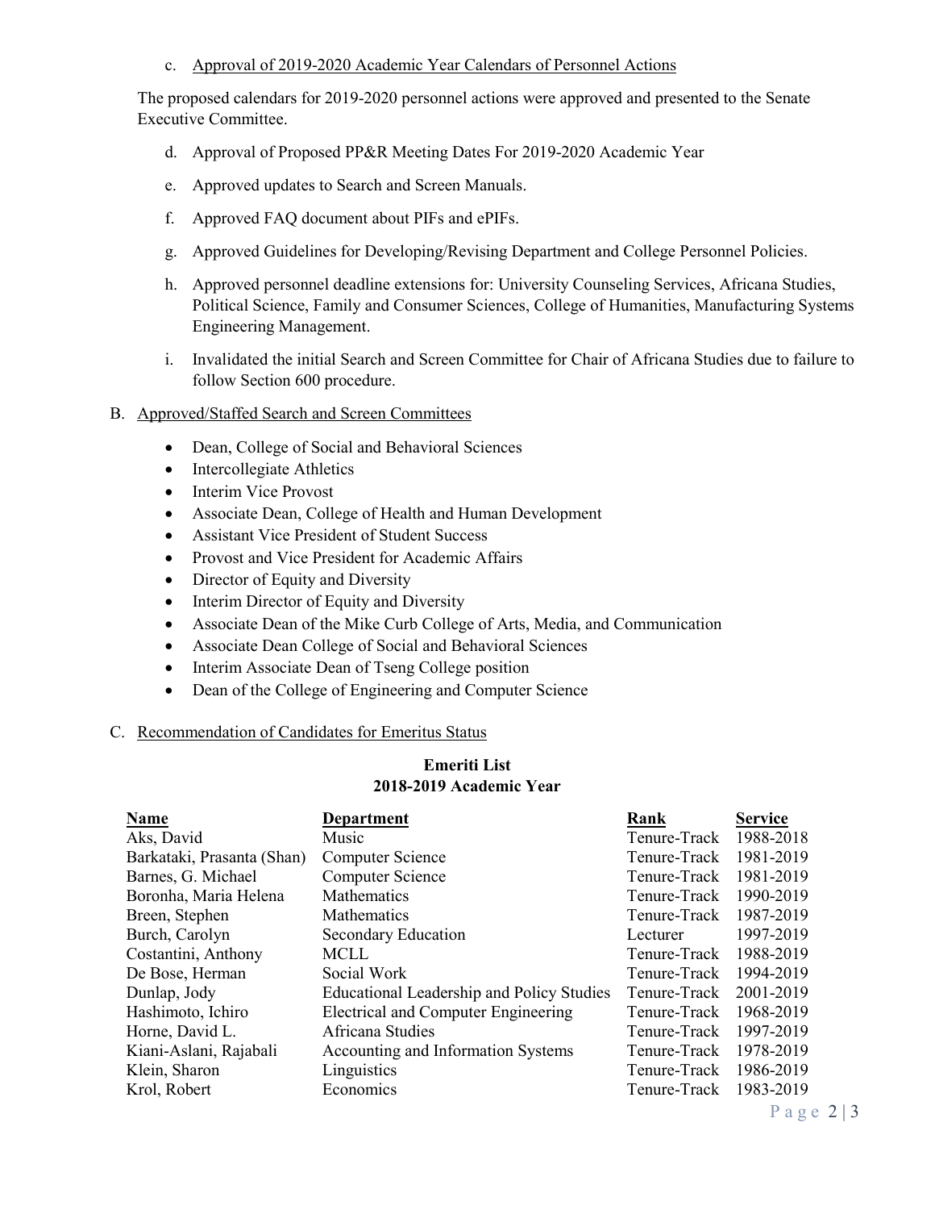c. Approval of 2019-2020 Academic Year Calendars of Personnel Actions

The proposed calendars for 2019-2020 personnel actions were approved and presented to the Senate Executive Committee.

d. Approval of Proposed PP&R Meeting Dates For 2019-2020 Academic Year

e. Approved updates to Search and Screen Manuals.

f. Approved FAQ document about PIFs and ePIFs.

g. Approved Guidelines for Developing/Revising Department and College Personnel Policies.

h. Approved personnel deadline extensions for: University Counseling Services, Africana Studies, Political Science, Family and Consumer Sciences, College of Humanities, Manufacturing Systems Engineering Management.

i. Invalidated the initial Search and Screen Committee for Chair of Africana Studies due to failure to follow Section 600 procedure.

B. Approved/Staffed Search and Screen Committees

- Dean, College of Social and Behavioral Sciences
- Intercollegiate Athletics
- Interim Vice Provost
- Associate Dean, College of Health and Human Development
- Assistant Vice President of Student Success
- Provost and Vice President for Academic Affairs
- Director of Equity and Diversity
- Interim Director of Equity and Diversity
- Associate Dean of the Mike Curb College of Arts, Media, and Communication
- Associate Dean College of Social and Behavioral Sciences
- Interim Associate Dean of Tseng College position
- Dean of the College of Engineering and Computer Science

C. Recommendation of Candidates for Emeritus Status

**Emeriti List**
**2018-2019 Academic Year**

| Name | Department | Rank | Service |
|---|---|---|---|
| Aks, David | Music | Tenure-Track | 1988-2018 |
| Barkataki, Prasanta (Shan) | Computer Science | Tenure-Track | 1981-2019 |
| Barnes, G. Michael | Computer Science | Tenure-Track | 1981-2019 |
| Boronha, Maria Helena | Mathematics | Tenure-Track | 1990-2019 |
| Breen, Stephen | Mathematics | Tenure-Track | 1987-2019 |
| Burch, Carolyn | Secondary Education | Lecturer | 1997-2019 |
| Costantini, Anthony | MCLL | Tenure-Track | 1988-2019 |
| De Bose, Herman | Social Work | Tenure-Track | 1994-2019 |
| Dunlap, Jody | Educational Leadership and Policy Studies | Tenure-Track | 2001-2019 |
| Hashimoto, Ichiro | Electrical and Computer Engineering | Tenure-Track | 1968-2019 |
| Horne, David L. | Africana Studies | Tenure-Track | 1997-2019 |
| Kiani-Aslani, Rajabali | Accounting and Information Systems | Tenure-Track | 1978-2019 |
| Klein, Sharon | Linguistics | Tenure-Track | 1986-2019 |
| Krol, Robert | Economics | Tenure-Track | 1983-2019 |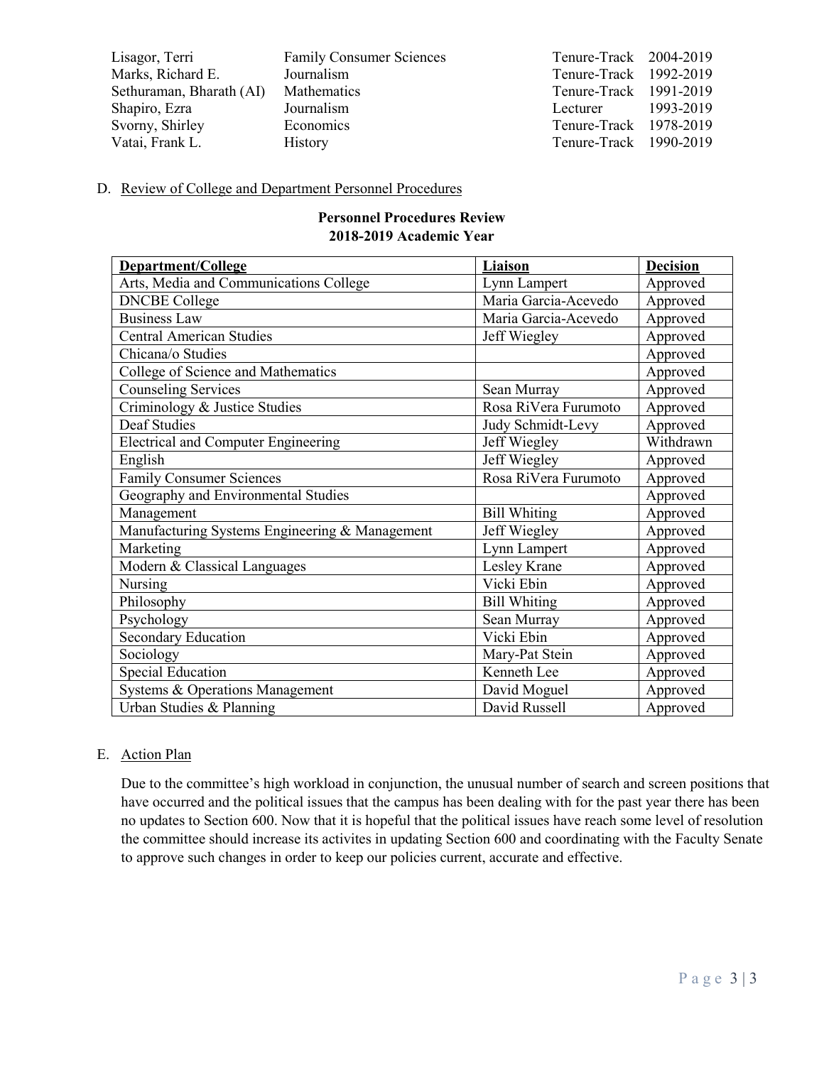| | | | |
|---|---|---|---|
| Lisagor, Terri | Family Consumer Sciences | Tenure-Track | 2004-2019 |
| Marks, Richard E. | Journalism | Tenure-Track | 1992-2019 |
| Sethuraman, Bharath (AI) | Mathematics | Tenure-Track | 1991-2019 |
| Shapiro, Ezra | Journalism | Lecturer | 1993-2019 |
| Svorny, Shirley | Economics | Tenure-Track | 1978-2019 |
| Vatai, Frank L. | History | Tenure-Track | 1990-2019 |

D. Review of College and Department Personnel Procedures

**Personnel Procedures Review**
**2018-2019 Academic Year**

| **Department/College** | **Liaison** | **Decision** |
|---|---|---|
| Arts, Media and Communications College | Lynn Lampert | Approved |
| DNCBE College | Maria Garcia-Acevedo | Approved |
| Business Law | Maria Garcia-Acevedo | Approved |
| Central American Studies | Jeff Wiegley | Approved |
| Chicana/o Studies | | Approved |
| College of Science and Mathematics | | Approved |
| Counseling Services | Sean Murray | Approved |
| Criminology & Justice Studies | Rosa RiVera Furumoto | Approved |
| Deaf Studies | Judy Schmidt-Levy | Approved |
| Electrical and Computer Engineering | Jeff Wiegley | Withdrawn |
| English | Jeff Wiegley | Approved |
| Family Consumer Sciences | Rosa RiVera Furumoto | Approved |
| Geography and Environmental Studies | | Approved |
| Management | Bill Whiting | Approved |
| Manufacturing Systems Engineering & Management | Jeff Wiegley | Approved |
| Marketing | Lynn Lampert | Approved |
| Modern & Classical Languages | Lesley Krane | Approved |
| Nursing | Vicki Ebin | Approved |
| Philosophy | Bill Whiting | Approved |
| Psychology | Sean Murray | Approved |
| Secondary Education | Vicki Ebin | Approved |
| Sociology | Mary-Pat Stein | Approved |
| Special Education | Kenneth Lee | Approved |
| Systems & Operations Management | David Moguel | Approved |
| Urban Studies & Planning | David Russell | Approved |

E. Action Plan

Due to the committee's high workload in conjunction, the unusual number of search and screen positions that have occurred and the political issues that the campus has been dealing with for the past year there has been no updates to Section 600. Now that it is hopeful that the political issues have reach some level of resolution the committee should increase its activites in updating Section 600 and coordinating with the Faculty Senate to approve such changes in order to keep our policies current, accurate and effective.